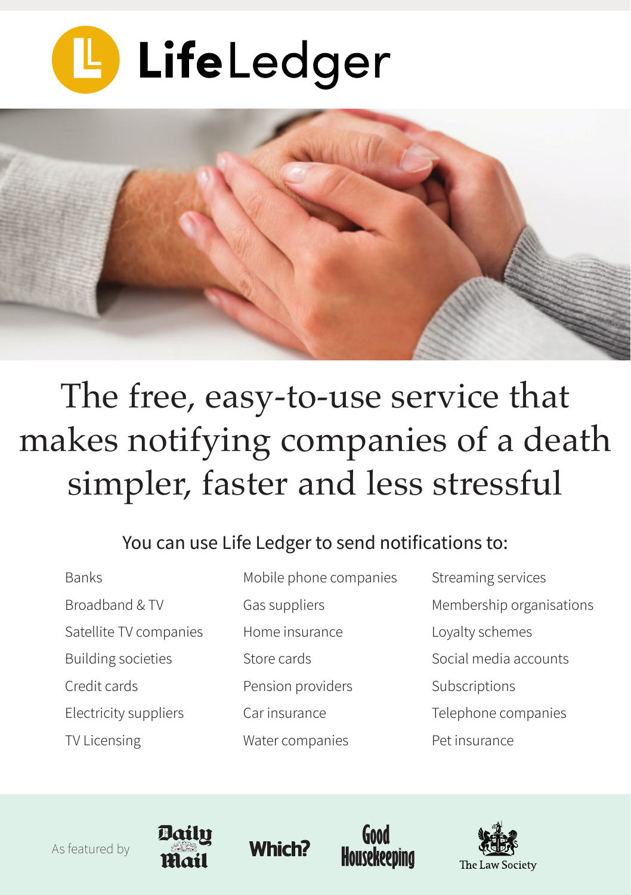# LifeLedger

## The free, easy-to-use service that makes notifying companies of a death simpler, faster and less stressful

You can use Life Ledger to send notifications to:

- Banks
- Broadband & TV
- Satellite TV companies
- Building societies
- Credit cards
- Electricity suppliers
- TV Licensing
- Mobile phone companies
- Gas suppliers
- Home insurance
- Store cards
- Pension providers
- Car insurance
- Water companies
- Streaming services
- Membership organisations
- Loyalty schemes
- Social media accounts
- Subscriptions
- Telephone companies
- Pet insurance

As featured by Daily Mail, Which?, Good Housekeeping, The Law Society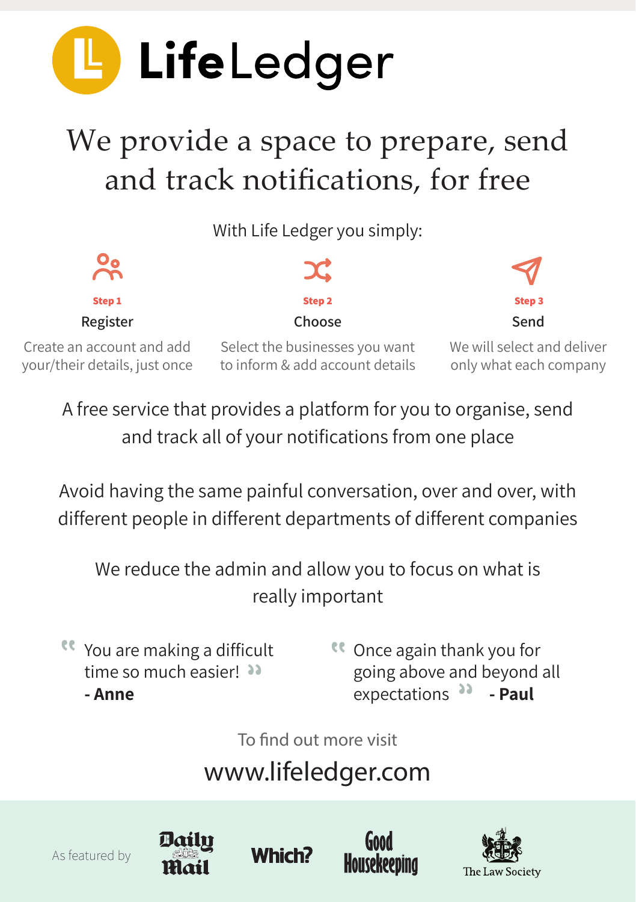# LifeLedger

## We provide a space to prepare, send and track notifications, for free

With Life Ledger you simply:

**Step 1**

**Register**

Create an account and add your/their details, just once

**Step 2**

**Choose**

Select the businesses you want to inform & add account details

**Step 3**

**Send**

We will select and deliver only what each company

A free service that provides a platform for you to organise, send and track all of your notifications from one place

Avoid having the same painful conversation, over and over, with different people in different departments of different companies

We reduce the admin and allow you to focus on what is really important

> "You are making a difficult time so much easier!"
> **- Anne**

> "Once again thank you for going above and beyond all expectations"
> **- Paul**

To find out more visit

www.lifeledger.com

As featured by Daily Mail, Which?, Good Housekeeping, The Law Society